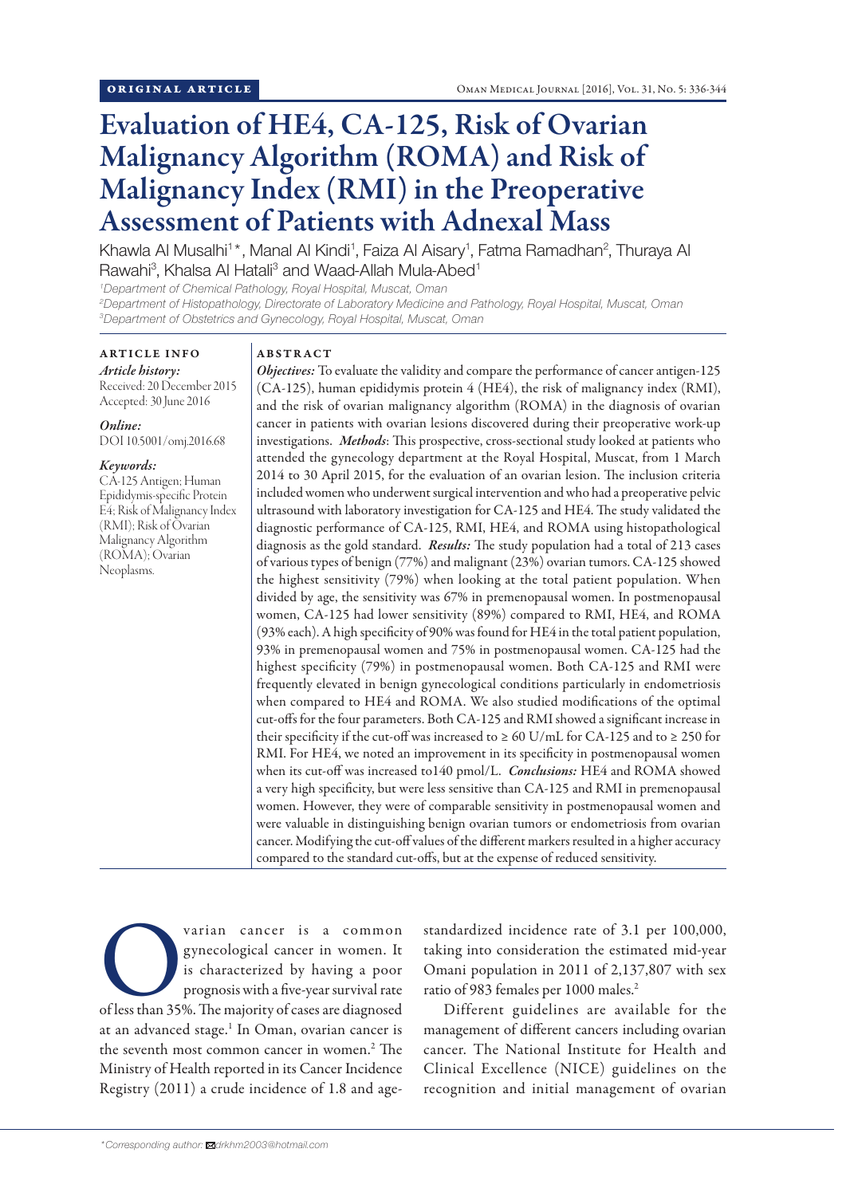ORIGINAL ARTICLE

# Evaluation of HE4, CA-125, Risk of Ovarian Malignancy Algorithm (ROMA) and Risk of Malignancy Index (RMI) in the Preoperative Assessment of Patients with Adnexal Mass

Khawla Al Musalhi[1]*, Manal Al Kindi[1], Faiza Al Aisary[1], Fatma Ramadhan[2], Thuraya Al Rawahi[3], Khalsa Al Hatali[3] and Waad-Allah Mula-Abed[1]

[1]Department of Chemical Pathology, Royal Hospital, Muscat, Oman
[2]Department of Histopathology, Directorate of Laboratory Medicine and Pathology, Royal Hospital, Muscat, Oman
[3]Department of Obstetrics and Gynecology, Royal Hospital, Muscat, Oman

## ARTICLE INFO

*Article history:*
Received: 20 December 2015
Accepted: 30 June 2016

*Online:*
DOI 10.5001/omj.2016.68

*Keywords:*
CA-125 Antigen; Human Epididymis-specific Protein E4; Risk of Malignancy Index (RMI); Risk of Ovarian Malignancy Algorithm (ROMA); Ovarian Neoplasms.

## ABSTRACT

***Objectives:*** To evaluate the validity and compare the performance of cancer antigen-125 (CA-125), human epididymis protein 4 (HE4), the risk of malignancy index (RMI), and the risk of ovarian malignancy algorithm (ROMA) in the diagnosis of ovarian cancer in patients with ovarian lesions discovered during their preoperative work-up investigations. ***Methods***: This prospective, cross-sectional study looked at patients who attended the gynecology department at the Royal Hospital, Muscat, from 1 March 2014 to 30 April 2015, for the evaluation of an ovarian lesion. The inclusion criteria included women who underwent surgical intervention and who had a preoperative pelvic ultrasound with laboratory investigation for CA-125 and HE4. The study validated the diagnostic performance of CA-125, RMI, HE4, and ROMA using histopathological diagnosis as the gold standard. ***Results:*** The study population had a total of 213 cases of various types of benign (77%) and malignant (23%) ovarian tumors. CA-125 showed the highest sensitivity (79%) when looking at the total patient population. When divided by age, the sensitivity was 67% in premenopausal women. In postmenopausal women, CA-125 had lower sensitivity (89%) compared to RMI, HE4, and ROMA (93% each). A high specificity of 90% was found for HE4 in the total patient population, 93% in premenopausal women and 75% in postmenopausal women. CA-125 had the highest specificity (79%) in postmenopausal women. Both CA-125 and RMI were frequently elevated in benign gynecological conditions particularly in endometriosis when compared to HE4 and ROMA. We also studied modifications of the optimal cut-offs for the four parameters. Both CA-125 and RMI showed a significant increase in their specificity if the cut-off was increased to ≥ 60 U/mL for CA-125 and to ≥ 250 for RMI. For HE4, we noted an improvement in its specificity in postmenopausal women when its cut-off was increased to140 pmol/L. ***Conclusions:*** HE4 and ROMA showed a very high specificity, but were less sensitive than CA-125 and RMI in premenopausal women. However, they were of comparable sensitivity in postmenopausal women and were valuable in distinguishing benign ovarian tumors or endometriosis from ovarian cancer. Modifying the cut-off values of the different markers resulted in a higher accuracy compared to the standard cut-offs, but at the expense of reduced sensitivity.

Ovarian cancer is a common gynecological cancer in women. It is characterized by having a poor prognosis with a five-year survival rate of less than 35%. The majority of cases are diagnosed at an advanced stage.[1] In Oman, ovarian cancer is the seventh most common cancer in women.[2] The Ministry of Health reported in its Cancer Incidence Registry (2011) a crude incidence of 1.8 and age-standardized incidence rate of 3.1 per 100,000, taking into consideration the estimated mid-year Omani population in 2011 of 2,137,807 with sex ratio of 983 females per 1000 males.[2]

Different guidelines are available for the management of different cancers including ovarian cancer. The National Institute for Health and Clinical Excellence (NICE) guidelines on the recognition and initial management of ovarian

*Corresponding author: drkhm2003@hotmail.com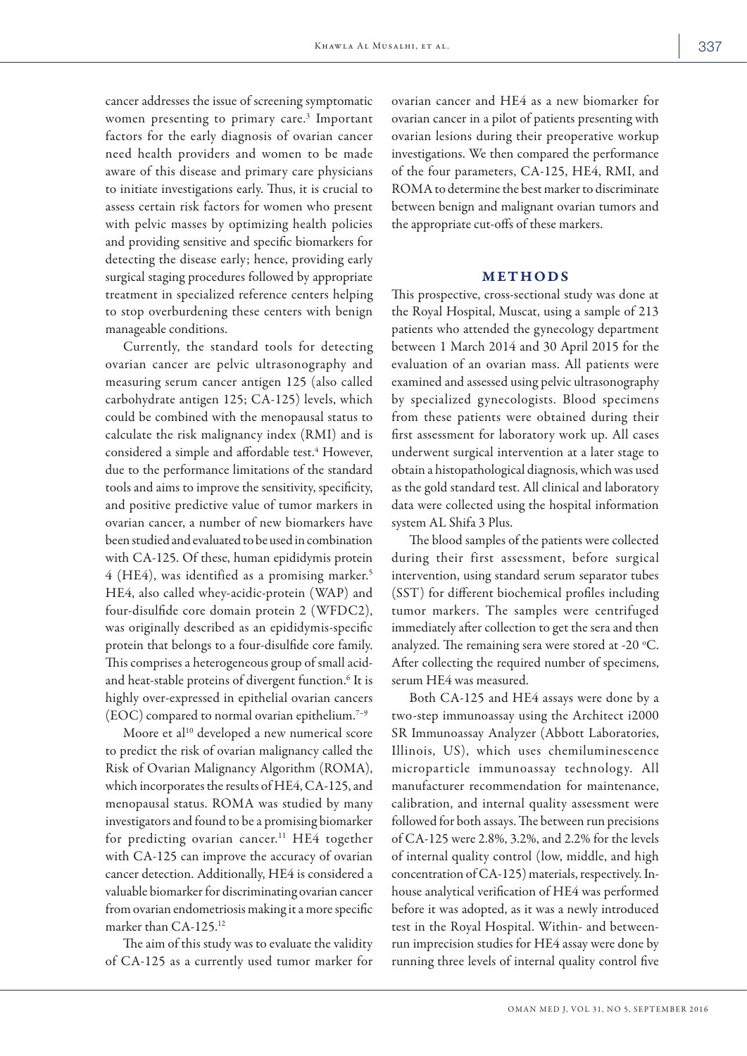cancer addresses the issue of screening symptomatic women presenting to primary care.[3] Important factors for the early diagnosis of ovarian cancer need health providers and women to be made aware of this disease and primary care physicians to initiate investigations early. Thus, it is crucial to assess certain risk factors for women who present with pelvic masses by optimizing health policies and providing sensitive and specific biomarkers for detecting the disease early; hence, providing early surgical staging procedures followed by appropriate treatment in specialized reference centers helping to stop overburdening these centers with benign manageable conditions.

Currently, the standard tools for detecting ovarian cancer are pelvic ultrasonography and measuring serum cancer antigen 125 (also called carbohydrate antigen 125; CA-125) levels, which could be combined with the menopausal status to calculate the risk malignancy index (RMI) and is considered a simple and affordable test.[4] However, due to the performance limitations of the standard tools and aims to improve the sensitivity, specificity, and positive predictive value of tumor markers in ovarian cancer, a number of new biomarkers have been studied and evaluated to be used in combination with CA-125. Of these, human epididymis protein 4 (HE4), was identified as a promising marker.[5] HE4, also called whey-acidic-protein (WAP) and four-disulfide core domain protein 2 (WFDC2), was originally described as an epididymis-specific protein that belongs to a four-disulfide core family. This comprises a heterogeneous group of small acid- and heat-stable proteins of divergent function.[6] It is highly over-expressed in epithelial ovarian cancers (EOC) compared to normal ovarian epithelium.[7–9]

Moore et al[10] developed a new numerical score to predict the risk of ovarian malignancy called the Risk of Ovarian Malignancy Algorithm (ROMA), which incorporates the results of HE4, CA-125, and menopausal status. ROMA was studied by many investigators and found to be a promising biomarker for predicting ovarian cancer.[11] HE4 together with CA-125 can improve the accuracy of ovarian cancer detection. Additionally, HE4 is considered a valuable biomarker for discriminating ovarian cancer from ovarian endometriosis making it a more specific marker than CA-125.[12]

The aim of this study was to evaluate the validity of CA-125 as a currently used tumor marker for ovarian cancer and HE4 as a new biomarker for ovarian cancer in a pilot of patients presenting with ovarian lesions during their preoperative workup investigations. We then compared the performance of the four parameters, CA-125, HE4, RMI, and ROMA to determine the best marker to discriminate between benign and malignant ovarian tumors and the appropriate cut-offs of these markers.

## METHODS

This prospective, cross-sectional study was done at the Royal Hospital, Muscat, using a sample of 213 patients who attended the gynecology department between 1 March 2014 and 30 April 2015 for the evaluation of an ovarian mass. All patients were examined and assessed using pelvic ultrasonography by specialized gynecologists. Blood specimens from these patients were obtained during their first assessment for laboratory work up. All cases underwent surgical intervention at a later stage to obtain a histopathological diagnosis, which was used as the gold standard test. All clinical and laboratory data were collected using the hospital information system AL Shifa 3 Plus.

The blood samples of the patients were collected during their first assessment, before surgical intervention, using standard serum separator tubes (SST) for different biochemical profiles including tumor markers. The samples were centrifuged immediately after collection to get the sera and then analyzed. The remaining sera were stored at -20 °C. After collecting the required number of specimens, serum HE4 was measured.

Both CA-125 and HE4 assays were done by a two-step immunoassay using the Architect i2000 SR Immunoassay Analyzer (Abbott Laboratories, Illinois, US), which uses chemiluminescence microparticle immunoassay technology. All manufacturer recommendation for maintenance, calibration, and internal quality assessment were followed for both assays. The between run precisions of CA-125 were 2.8%, 3.2%, and 2.2% for the levels of internal quality control (low, middle, and high concentration of CA-125) materials, respectively. In-house analytical verification of HE4 was performed before it was adopted, as it was a newly introduced test in the Royal Hospital. Within- and between-run imprecision studies for HE4 assay were done by running three levels of internal quality control five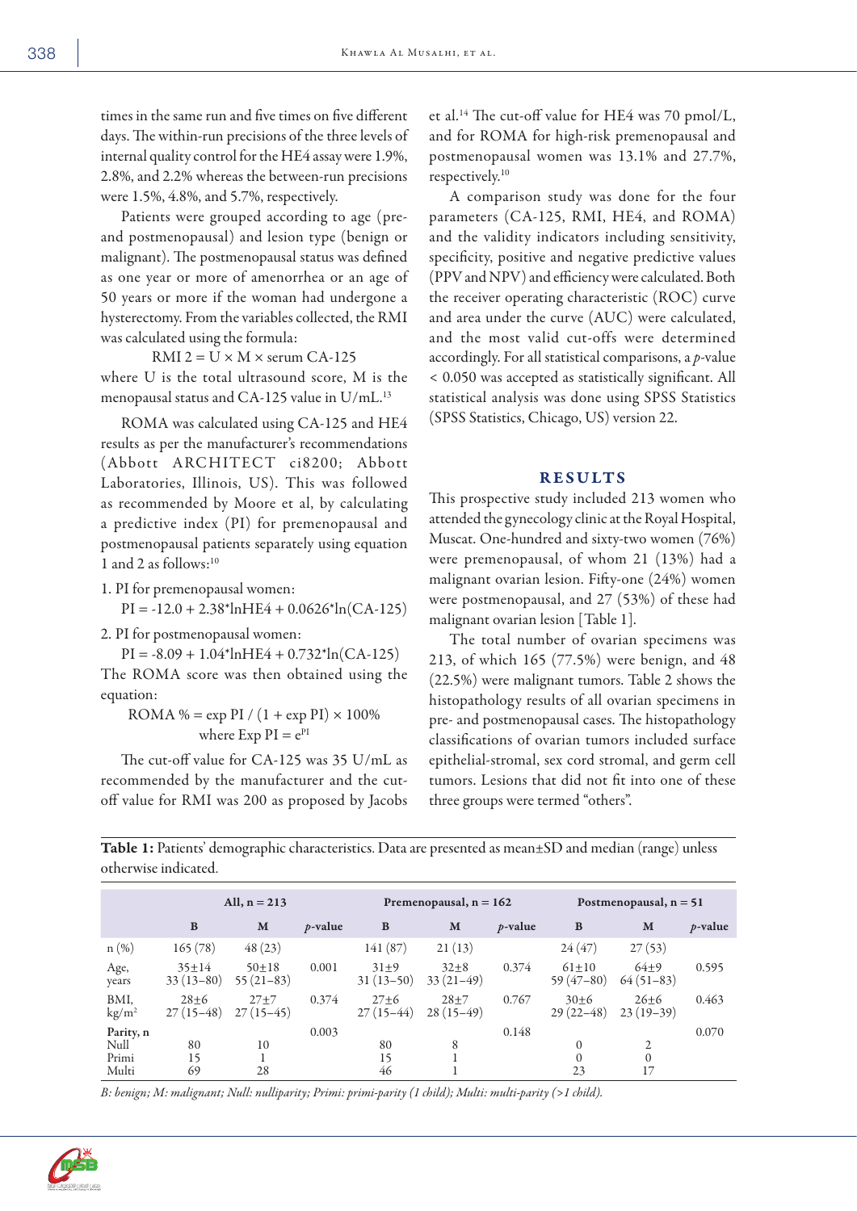times in the same run and five times on five different days. The within-run precisions of the three levels of internal quality control for the HE4 assay were 1.9%, 2.8%, and 2.2% whereas the between-run precisions were 1.5%, 4.8%, and 5.7%, respectively.

Patients were grouped according to age (pre- and postmenopausal) and lesion type (benign or malignant). The postmenopausal status was defined as one year or more of amenorrhea or an age of 50 years or more if the woman had undergone a hysterectomy. From the variables collected, the RMI was calculated using the formula:

$$\text{RMI } 2 = U \times M \times \text{serum CA-125}$$

where U is the total ultrasound score, M is the menopausal status and CA-125 value in U/mL.[13]

ROMA was calculated using CA-125 and HE4 results as per the manufacturer's recommendations (Abbott ARCHITECT ci8200; Abbott Laboratories, Illinois, US). This was followed as recommended by Moore et al, by calculating a predictive index (PI) for premenopausal and postmenopausal patients separately using equation 1 and 2 as follows:[10]

1. PI for premenopausal women:
$$PI = -12.0 + 2.38 * \ln HE4 + 0.0626 * \ln(CA\text{-}125)$$
2. PI for postmenopausal women:
$$PI = -8.09 + 1.04 * \ln HE4 + 0.732 * \ln(CA\text{-}125)$$

The ROMA score was then obtained using the equation:

$$\text{ROMA } \% = \exp PI / (1 + \exp PI) \times 100\%$$
$$\text{where } \exp PI = e^{PI}$$

The cut-off value for CA-125 was 35 U/mL as recommended by the manufacturer and the cut-off value for RMI was 200 as proposed by Jacobs et al.[14] The cut-off value for HE4 was 70 pmol/L, and for ROMA for high-risk premenopausal and postmenopausal women was 13.1% and 27.7%, respectively.[10]

A comparison study was done for the four parameters (CA-125, RMI, HE4, and ROMA) and the validity indicators including sensitivity, specificity, positive and negative predictive values (PPV and NPV) and efficiency were calculated. Both the receiver operating characteristic (ROC) curve and area under the curve (AUC) were calculated, and the most valid cut-offs were determined accordingly. For all statistical comparisons, a $p$-value $< 0.050$ was accepted as statistically significant. All statistical analysis was done using SPSS Statistics (SPSS Statistics, Chicago, US) version 22.

## RESULTS

This prospective study included 213 women who attended the gynecology clinic at the Royal Hospital, Muscat. One-hundred and sixty-two women (76%) were premenopausal, of whom 21 (13%) had a malignant ovarian lesion. Fifty-one (24%) women were postmenopausal, and 27 (53%) of these had malignant ovarian lesion [Table 1].

The total number of ovarian specimens was 213, of which 165 (77.5%) were benign, and 48 (22.5%) were malignant tumors. Table 2 shows the histopathology results of all ovarian specimens in pre- and postmenopausal cases. The histopathology classifications of ovarian tumors included surface epithelial-stromal, sex cord stromal, and germ cell tumors. Lesions that did not fit into one of these three groups were termed "others".

**Table 1:** Patients' demographic characteristics. Data are presented as mean±SD and median (range) unless otherwise indicated.

| | All, n = 213 | | | Premenopausal, n = 162 | | | Postmenopausal, n = 51 | | |
|---|---|---|---|---|---|---|---|---|---|
| | **B** | **M** | ***p*-value** | **B** | **M** | ***p*-value** | **B** | **M** | ***p*-value** |
| n (%) | 165 (78) | 48 (23) | | 141 (87) | 21 (13) | | 24 (47) | 27 (53) | |
| Age, years | 35±14<br>33 (13–80) | 50±18<br>55 (21–83) | 0.001 | 31±9<br>31 (13–50) | 32±8<br>33 (21–49) | 0.374 | 61±10<br>59 (47–80) | 64±9<br>64 (51–83) | 0.595 |
| BMI, kg/m² | 28±6<br>27 (15–48) | 27±7<br>27 (15–45) | 0.374 | 27±6<br>27 (15–44) | 28±7<br>28 (15–49) | 0.767 | 30±6<br>29 (22–48) | 26±6<br>23 (19–39) | 0.463 |
| **Parity, n** | | | 0.003 | | | 0.148 | | | 0.070 |
| Null | 80 | 10 | | 80 | 8 | | 0 | 2 | |
| Primi | 15 | 1 | | 15 | 1 | | 0 | 0 | |
| Multi | 69 | 28 | | 46 | 1 | | 23 | 17 | |

*B: benign; M: malignant; Null: nulliparity; Primi: primi-parity (1 child); Multi: multi-parity (>1 child).*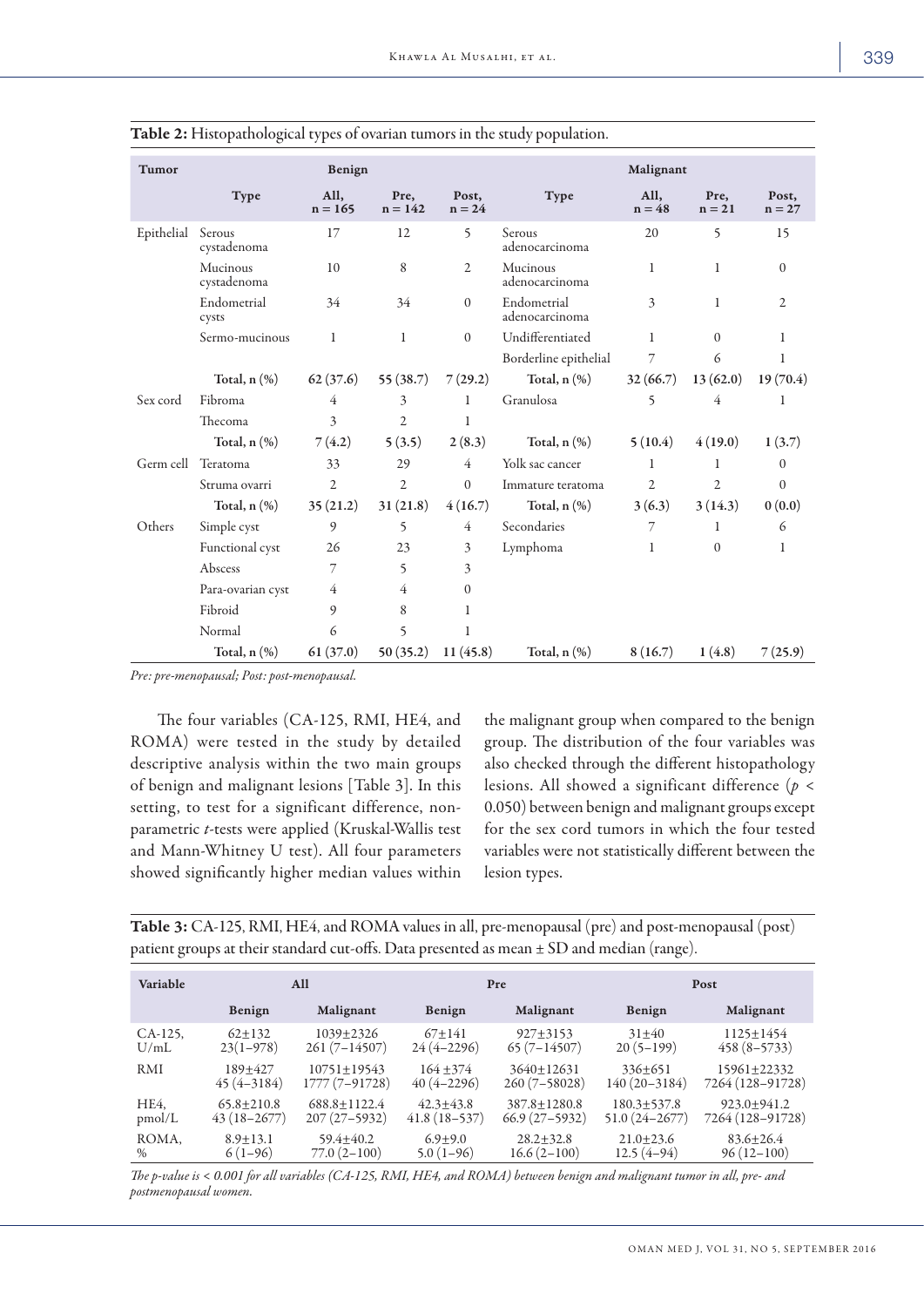**Table 2:** Histopathological types of ovarian tumors in the study population.

| Tumor | Benign | | | | Malignant | | | |
|---|---|---|---|---|---|---|---|---|
| | Type | All, n = 165 | Pre, n = 142 | Post, n = 24 | Type | All, n = 48 | Pre, n = 21 | Post, n = 27 |
| Epithelial | Serous cystadenoma | 17 | 12 | 5 | Serous adenocarcinoma | 20 | 5 | 15 |
| | Mucinous cystadenoma | 10 | 8 | 2 | Mucinous adenocarcinoma | 1 | 1 | 0 |
| | Endometrial cysts | 34 | 34 | 0 | Endometrial adenocarcinoma | 3 | 1 | 2 |
| | Sermo-mucinous | 1 | 1 | 0 | Undifferentiated | 1 | 0 | 1 |
| | | | | | Borderline epithelial | 7 | 6 | 1 |
| | **Total, n (%)** | **62 (37.6)** | **55 (38.7)** | **7 (29.2)** | **Total, n (%)** | **32 (66.7)** | **13 (62.0)** | **19 (70.4)** |
| Sex cord | Fibroma | 4 | 3 | 1 | Granulosa | 5 | 4 | 1 |
| | Thecoma | 3 | 2 | 1 | | | | |
| | **Total, n (%)** | **7 (4.2)** | **5 (3.5)** | **2 (8.3)** | **Total, n (%)** | **5 (10.4)** | **4 (19.0)** | **1 (3.7)** |
| Germ cell | Teratoma | 33 | 29 | 4 | Yolk sac cancer | 1 | 1 | 0 |
| | Struma ovarri | 2 | 2 | 0 | Immature teratoma | 2 | 2 | 0 |
| | **Total, n (%)** | **35 (21.2)** | **31 (21.8)** | **4 (16.7)** | **Total, n (%)** | **3 (6.3)** | **3 (14.3)** | **0 (0.0)** |
| Others | Simple cyst | 9 | 5 | 4 | Secondaries | 7 | 1 | 6 |
| | Functional cyst | 26 | 23 | 3 | Lymphoma | 1 | 0 | 1 |
| | Abscess | 7 | 5 | 3 | | | | |
| | Para-ovarian cyst | 4 | 4 | 0 | | | | |
| | Fibroid | 9 | 8 | 1 | | | | |
| | Normal | 6 | 5 | 1 | | | | |
| | **Total, n (%)** | **61 (37.0)** | **50 (35.2)** | **11 (45.8)** | **Total, n (%)** | **8 (16.7)** | **1 (4.8)** | **7 (25.9)** |

*Pre: pre-menopausal; Post: post-menopausal.*

The four variables (CA-125, RMI, HE4, and ROMA) were tested in the study by detailed descriptive analysis within the two main groups of benign and malignant lesions [Table 3]. In this setting, to test for a significant difference, non-parametric *t*-tests were applied (Kruskal-Wallis test and Mann-Whitney U test). All four parameters showed significantly higher median values within the malignant group when compared to the benign group. The distribution of the four variables was also checked through the different histopathology lesions. All showed a significant difference ($p < 0.050$) between benign and malignant groups except for the sex cord tumors in which the four tested variables were not statistically different between the lesion types.

**Table 3:** CA-125, RMI, HE4, and ROMA values in all, pre-menopausal (pre) and post-menopausal (post) patient groups at their standard cut-offs. Data presented as mean ± SD and median (range).

| Variable | All | | Pre | | Post | |
|---|---|---|---|---|---|---|
| | Benign | Malignant | Benign | Malignant | Benign | Malignant |
| CA-125, U/mL | 62±132<br>23(1–978) | 1039±2326<br>261 (7–14507) | 67±141<br>24 (4–2296) | 927±3153<br>65 (7–14507) | 31±40<br>20 (5–199) | 1125±1454<br>458 (8–5733) |
| RMI | 189±427<br>45 (4–3184) | 10751±19543<br>1777 (7–91728) | 164 ±374<br>40 (4–2296) | 3640±12631<br>260 (7–58028) | 336±651<br>140 (20–3184) | 15961±22332<br>7264 (128–91728) |
| HE4, pmol/L | 65.8±210.8<br>43 (18–2677) | 688.8±1122.4<br>207 (27–5932) | 42.3±43.8<br>41.8 (18–537) | 387.8±1280.8<br>66.9 (27–5932) | 180.3±537.8<br>51.0 (24–2677) | 923.0±941.2<br>7264 (128–91728) |
| ROMA, % | 8.9±13.1<br>6 (1–96) | 59.4±40.2<br>77.0 (2–100) | 6.9±9.0<br>5.0 (1–96) | 28.2±32.8<br>16.6 (2–100) | 21.0±23.6<br>12.5 (4–94) | 83.6±26.4<br>96 (12–100) |

*The p-value is < 0.001 for all variables (CA-125, RMI, HE4, and ROMA) between benign and malignant tumor in all, pre- and postmenopausal women.*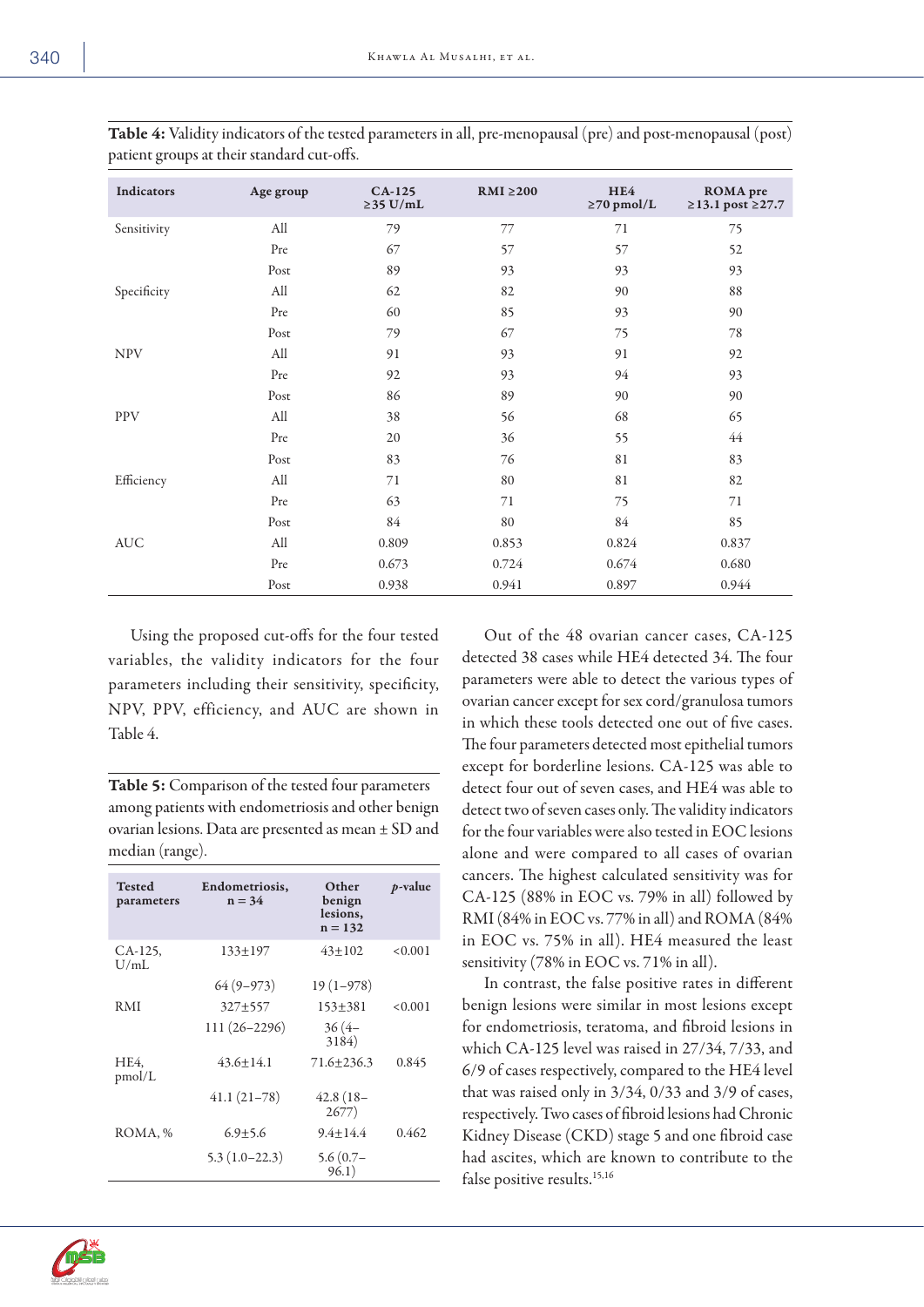**Table 4:** Validity indicators of the tested parameters in all, pre-menopausal (pre) and post-menopausal (post) patient groups at their standard cut-offs.

| Indicators | Age group | CA-125 ≥35 U/mL | RMI ≥200 | HE4 ≥70 pmol/L | ROMA pre ≥13.1 post ≥27.7 |
|---|---|---|---|---|---|
| Sensitivity | All | 79 | 77 | 71 | 75 |
| | Pre | 67 | 57 | 57 | 52 |
| | Post | 89 | 93 | 93 | 93 |
| Specificity | All | 62 | 82 | 90 | 88 |
| | Pre | 60 | 85 | 93 | 90 |
| | Post | 79 | 67 | 75 | 78 |
| NPV | All | 91 | 93 | 91 | 92 |
| | Pre | 92 | 93 | 94 | 93 |
| | Post | 86 | 89 | 90 | 90 |
| PPV | All | 38 | 56 | 68 | 65 |
| | Pre | 20 | 36 | 55 | 44 |
| | Post | 83 | 76 | 81 | 83 |
| Efficiency | All | 71 | 80 | 81 | 82 |
| | Pre | 63 | 71 | 75 | 71 |
| | Post | 84 | 80 | 84 | 85 |
| AUC | All | 0.809 | 0.853 | 0.824 | 0.837 |
| | Pre | 0.673 | 0.724 | 0.674 | 0.680 |
| | Post | 0.938 | 0.941 | 0.897 | 0.944 |

Using the proposed cut-offs for the four tested variables, the validity indicators for the four parameters including their sensitivity, specificity, NPV, PPV, efficiency, and AUC are shown in Table 4.

**Table 5:** Comparison of the tested four parameters among patients with endometriosis and other benign ovarian lesions. Data are presented as mean ± SD and median (range).

| Tested parameters | Endometriosis, n = 34 | Other benign lesions, n = 132 | *p*-value |
|---|---|---|---|
| CA-125, U/mL | 133±197 | 43±102 | <0.001 |
| | 64 (9–973) | 19 (1–978) | |
| RMI | 327±557 | 153±381 | <0.001 |
| | 111 (26–2296) | 36 (4–3184) | |
| HE4, pmol/L | 43.6±14.1 | 71.6±236.3 | 0.845 |
| | 41.1 (21–78) | 42.8 (18–2677) | |
| ROMA, % | 6.9±5.6 | 9.4±14.4 | 0.462 |
| | 5.3 (1.0–22.3) | 5.6 (0.7–96.1) | |

Out of the 48 ovarian cancer cases, CA-125 detected 38 cases while HE4 detected 34. The four parameters were able to detect the various types of ovarian cancer except for sex cord/granulosa tumors in which these tools detected one out of five cases. The four parameters detected most epithelial tumors except for borderline lesions. CA-125 was able to detect four out of seven cases, and HE4 was able to detect two of seven cases only. The validity indicators for the four variables were also tested in EOC lesions alone and were compared to all cases of ovarian cancers. The highest calculated sensitivity was for CA-125 (88% in EOC vs. 79% in all) followed by RMI (84% in EOC vs. 77% in all) and ROMA (84% in EOC vs. 75% in all). HE4 measured the least sensitivity (78% in EOC vs. 71% in all).

In contrast, the false positive rates in different benign lesions were similar in most lesions except for endometriosis, teratoma, and fibroid lesions in which CA-125 level was raised in 27/34, 7/33, and 6/9 of cases respectively, compared to the HE4 level that was raised only in 3/34, 0/33 and 3/9 of cases, respectively. Two cases of fibroid lesions had Chronic Kidney Disease (CKD) stage 5 and one fibroid case had ascites, which are known to contribute to the false positive results.[15,16]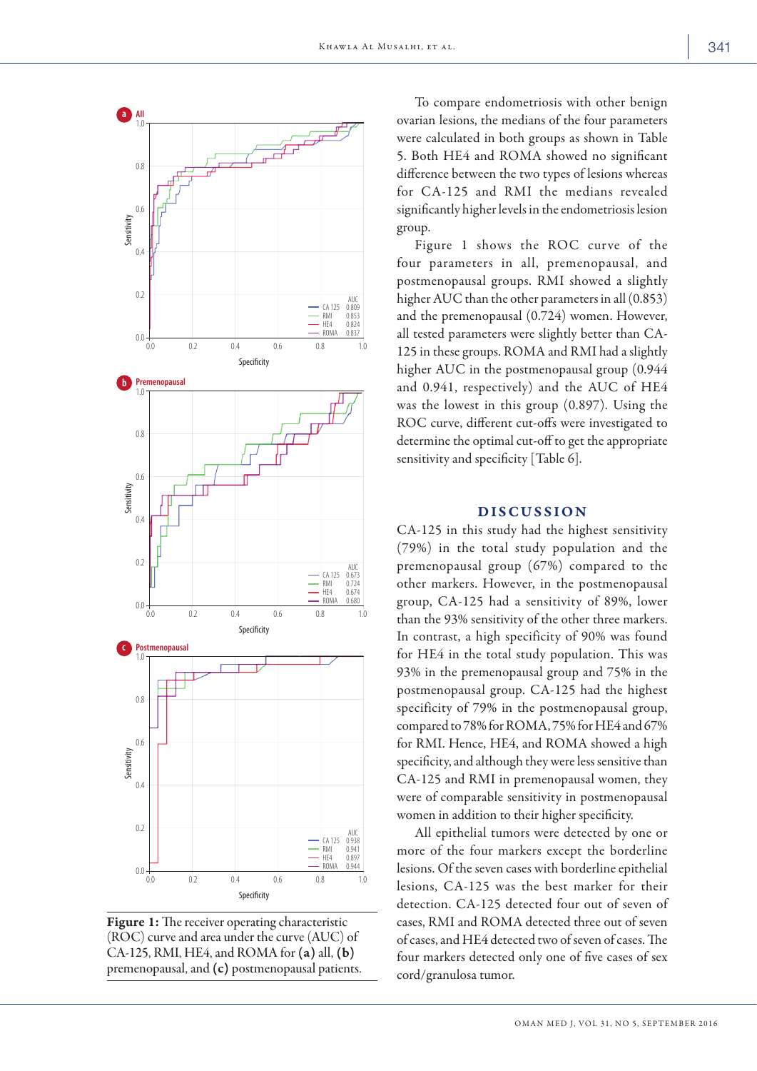**Figure 1:** The receiver operating characteristic (ROC) curve and area under the curve (AUC) of CA-125, RMI, HE4, and ROMA for **(a)** all, **(b)** premenopausal, and **(c)** postmenopausal patients.

To compare endometriosis with other benign ovarian lesions, the medians of the four parameters were calculated in both groups as shown in Table 5. Both HE4 and ROMA showed no significant difference between the two types of lesions whereas for CA-125 and RMI the medians revealed significantly higher levels in the endometriosis lesion group.

Figure 1 shows the ROC curve of the four parameters in all, premenopausal, and postmenopausal groups. RMI showed a slightly higher AUC than the other parameters in all (0.853) and the premenopausal (0.724) women. However, all tested parameters were slightly better than CA-125 in these groups. ROMA and RMI had a slightly higher AUC in the postmenopausal group (0.944 and 0.941, respectively) and the AUC of HE4 was the lowest in this group (0.897). Using the ROC curve, different cut-offs were investigated to determine the optimal cut-off to get the appropriate sensitivity and specificity [Table 6].

## DISCUSSION

CA-125 in this study had the highest sensitivity (79%) in the total study population and the premenopausal group (67%) compared to the other markers. However, in the postmenopausal group, CA-125 had a sensitivity of 89%, lower than the 93% sensitivity of the other three markers. In contrast, a high specificity of 90% was found for HE4 in the total study population. This was 93% in the premenopausal group and 75% in the postmenopausal group. CA-125 had the highest specificity of 79% in the postmenopausal group, compared to 78% for ROMA, 75% for HE4 and 67% for RMI. Hence, HE4, and ROMA showed a high specificity, and although they were less sensitive than CA-125 and RMI in premenopausal women, they were of comparable sensitivity in postmenopausal women in addition to their higher specificity.

All epithelial tumors were detected by one or more of the four markers except the borderline lesions. Of the seven cases with borderline epithelial lesions, CA-125 was the best marker for their detection. CA-125 detected four out of seven of cases, RMI and ROMA detected three out of seven of cases, and HE4 detected two of seven of cases. The four markers detected only one of five cases of sex cord/granulosa tumor.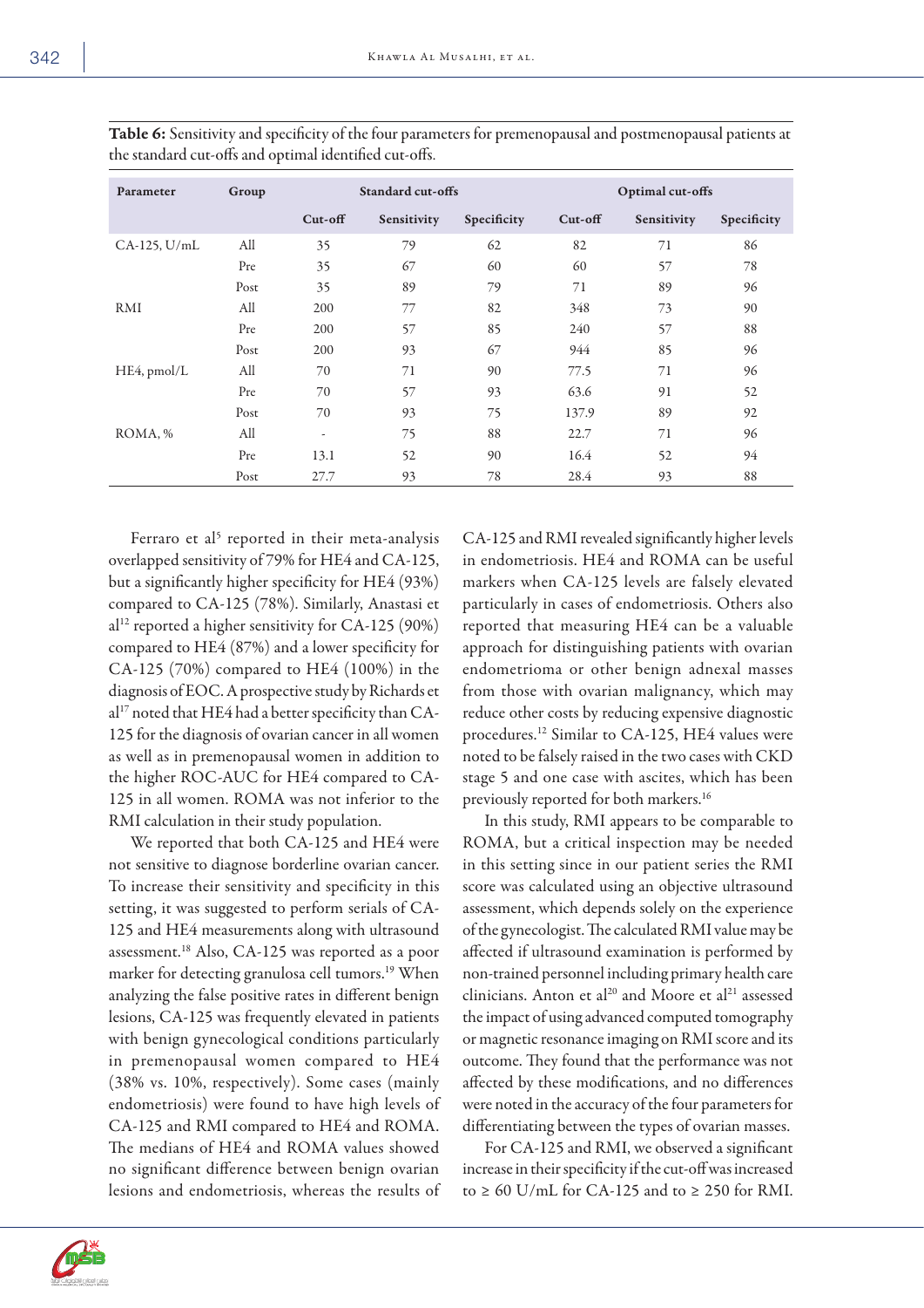**Table 6:** Sensitivity and specificity of the four parameters for premenopausal and postmenopausal patients at the standard cut-offs and optimal identified cut-offs.

| Parameter | Group | Standard cut-offs | | | Optimal cut-offs | | |
|---|---|---|---|---|---|---|---|
| | | Cut-off | Sensitivity | Specificity | Cut-off | Sensitivity | Specificity |
| CA-125, U/mL | All | 35 | 79 | 62 | 82 | 71 | 86 |
| | Pre | 35 | 67 | 60 | 60 | 57 | 78 |
| | Post | 35 | 89 | 79 | 71 | 89 | 96 |
| RMI | All | 200 | 77 | 82 | 348 | 73 | 90 |
| | Pre | 200 | 57 | 85 | 240 | 57 | 88 |
| | Post | 200 | 93 | 67 | 944 | 85 | 96 |
| HE4, pmol/L | All | 70 | 71 | 90 | 77.5 | 71 | 96 |
| | Pre | 70 | 57 | 93 | 63.6 | 91 | 52 |
| | Post | 70 | 93 | 75 | 137.9 | 89 | 92 |
| ROMA, % | All | - | 75 | 88 | 22.7 | 71 | 96 |
| | Pre | 13.1 | 52 | 90 | 16.4 | 52 | 94 |
| | Post | 27.7 | 93 | 78 | 28.4 | 93 | 88 |

Ferraro et al[5] reported in their meta-analysis overlapped sensitivity of 79% for HE4 and CA-125, but a significantly higher specificity for HE4 (93%) compared to CA-125 (78%). Similarly, Anastasi et al[12] reported a higher sensitivity for CA-125 (90%) compared to HE4 (87%) and a lower specificity for CA-125 (70%) compared to HE4 (100%) in the diagnosis of EOC. A prospective study by Richards et al[17] noted that HE4 had a better specificity than CA-125 for the diagnosis of ovarian cancer in all women as well as in premenopausal women in addition to the higher ROC-AUC for HE4 compared to CA-125 in all women. ROMA was not inferior to the RMI calculation in their study population.

We reported that both CA-125 and HE4 were not sensitive to diagnose borderline ovarian cancer. To increase their sensitivity and specificity in this setting, it was suggested to perform serials of CA-125 and HE4 measurements along with ultrasound assessment.[18] Also, CA-125 was reported as a poor marker for detecting granulosa cell tumors.[19] When analyzing the false positive rates in different benign lesions, CA-125 was frequently elevated in patients with benign gynecological conditions particularly in premenopausal women compared to HE4 (38% vs. 10%, respectively). Some cases (mainly endometriosis) were found to have high levels of CA-125 and RMI compared to HE4 and ROMA. The medians of HE4 and ROMA values showed no significant difference between benign ovarian lesions and endometriosis, whereas the results of CA-125 and RMI revealed significantly higher levels in endometriosis. HE4 and ROMA can be useful markers when CA-125 levels are falsely elevated particularly in cases of endometriosis. Others also reported that measuring HE4 can be a valuable approach for distinguishing patients with ovarian endometrioma or other benign adnexal masses from those with ovarian malignancy, which may reduce other costs by reducing expensive diagnostic procedures.[12] Similar to CA-125, HE4 values were noted to be falsely raised in the two cases with CKD stage 5 and one case with ascites, which has been previously reported for both markers.[16]

In this study, RMI appears to be comparable to ROMA, but a critical inspection may be needed in this setting since in our patient series the RMI score was calculated using an objective ultrasound assessment, which depends solely on the experience of the gynecologist. The calculated RMI value may be affected if ultrasound examination is performed by non-trained personnel including primary health care clinicians. Anton et al[20] and Moore et al[21] assessed the impact of using advanced computed tomography or magnetic resonance imaging on RMI score and its outcome. They found that the performance was not affected by these modifications, and no differences were noted in the accuracy of the four parameters for differentiating between the types of ovarian masses.

For CA-125 and RMI, we observed a significant increase in their specificity if the cut-off was increased to ≥ 60 U/mL for CA-125 and to ≥ 250 for RMI.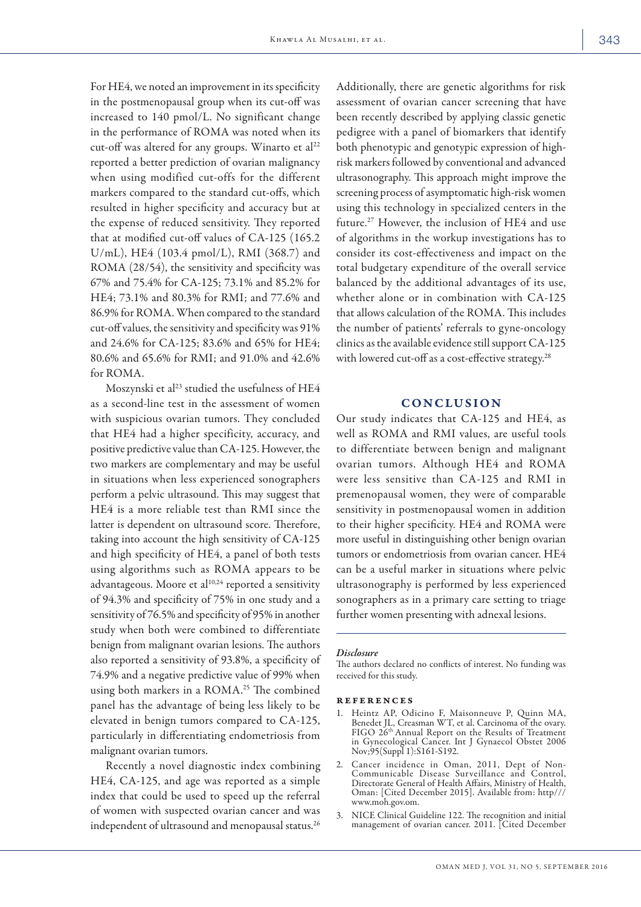For HE4, we noted an improvement in its specificity in the postmenopausal group when its cut-off was increased to 140 pmol/L. No significant change in the performance of ROMA was noted when its cut-off was altered for any groups. Winarto et al[22] reported a better prediction of ovarian malignancy when using modified cut-offs for the different markers compared to the standard cut-offs, which resulted in higher specificity and accuracy but at the expense of reduced sensitivity. They reported that at modified cut-off values of CA-125 (165.2 U/mL), HE4 (103.4 pmol/L), RMI (368.7) and ROMA (28/54), the sensitivity and specificity was 67% and 75.4% for CA-125; 73.1% and 85.2% for HE4; 73.1% and 80.3% for RMI; and 77.6% and 86.9% for ROMA. When compared to the standard cut-off values, the sensitivity and specificity was 91% and 24.6% for CA-125; 83.6% and 65% for HE4; 80.6% and 65.6% for RMI; and 91.0% and 42.6% for ROMA.

Moszynski et al[23] studied the usefulness of HE4 as a second-line test in the assessment of women with suspicious ovarian tumors. They concluded that HE4 had a higher specificity, accuracy, and positive predictive value than CA-125. However, the two markers are complementary and may be useful in situations when less experienced sonographers perform a pelvic ultrasound. This may suggest that HE4 is a more reliable test than RMI since the latter is dependent on ultrasound score. Therefore, taking into account the high sensitivity of CA-125 and high specificity of HE4, a panel of both tests using algorithms such as ROMA appears to be advantageous. Moore et al[10,24] reported a sensitivity of 94.3% and specificity of 75% in one study and a sensitivity of 76.5% and specificity of 95% in another study when both were combined to differentiate benign from malignant ovarian lesions. The authors also reported a sensitivity of 93.8%, a specificity of 74.9% and a negative predictive value of 99% when using both markers in a ROMA.[25] The combined panel has the advantage of being less likely to be elevated in benign tumors compared to CA-125, particularly in differentiating endometriosis from malignant ovarian tumors.

Recently a novel diagnostic index combining HE4, CA-125, and age was reported as a simple index that could be used to speed up the referral of women with suspected ovarian cancer and was independent of ultrasound and menopausal status.[26] Additionally, there are genetic algorithms for risk assessment of ovarian cancer screening that have been recently described by applying classic genetic pedigree with a panel of biomarkers that identify both phenotypic and genotypic expression of high-risk markers followed by conventional and advanced ultrasonography. This approach might improve the screening process of asymptomatic high-risk women using this technology in specialized centers in the future.[27] However, the inclusion of HE4 and use of algorithms in the workup investigations has to consider its cost-effectiveness and impact on the total budgetary expenditure of the overall service balanced by the additional advantages of its use, whether alone or in combination with CA-125 that allows calculation of the ROMA. This includes the number of patients' referrals to gyne-oncology clinics as the available evidence still support CA-125 with lowered cut-off as a cost-effective strategy.[28]

## CONCLUSION

Our study indicates that CA-125 and HE4, as well as ROMA and RMI values, are useful tools to differentiate between benign and malignant ovarian tumors. Although HE4 and ROMA were less sensitive than CA-125 and RMI in premenopausal women, they were of comparable sensitivity in postmenopausal women in addition to their higher specificity. HE4 and ROMA were more useful in distinguishing other benign ovarian tumors or endometriosis from ovarian cancer. HE4 can be a useful marker in situations where pelvic ultrasonography is performed by less experienced sonographers as in a primary care setting to triage further women presenting with adnexal lesions.

### *Disclosure*

The authors declared no conflicts of interest. No funding was received for this study.

### REFERENCES

1. Heintz AP, Odicino F, Maisonneuve P, Quinn MA, Benedet JL, Creasman WT, et al. Carcinoma of the ovary. FIGO 26th Annual Report on the Results of Treatment in Gynecological Cancer. Int J Gynaecol Obstet 2006 Nov;95(Suppl 1):S161-S192.
2. Cancer incidence in Oman, 2011, Dept of Non-Communicable Disease Surveillance and Control, Directorate General of Health Affairs, Ministry of Health, Oman: [Cited December 2015]. Available from: http/// www.moh.gov.om.
3. NICE Clinical Guideline 122. The recognition and initial management of ovarian cancer. 2011. [Cited December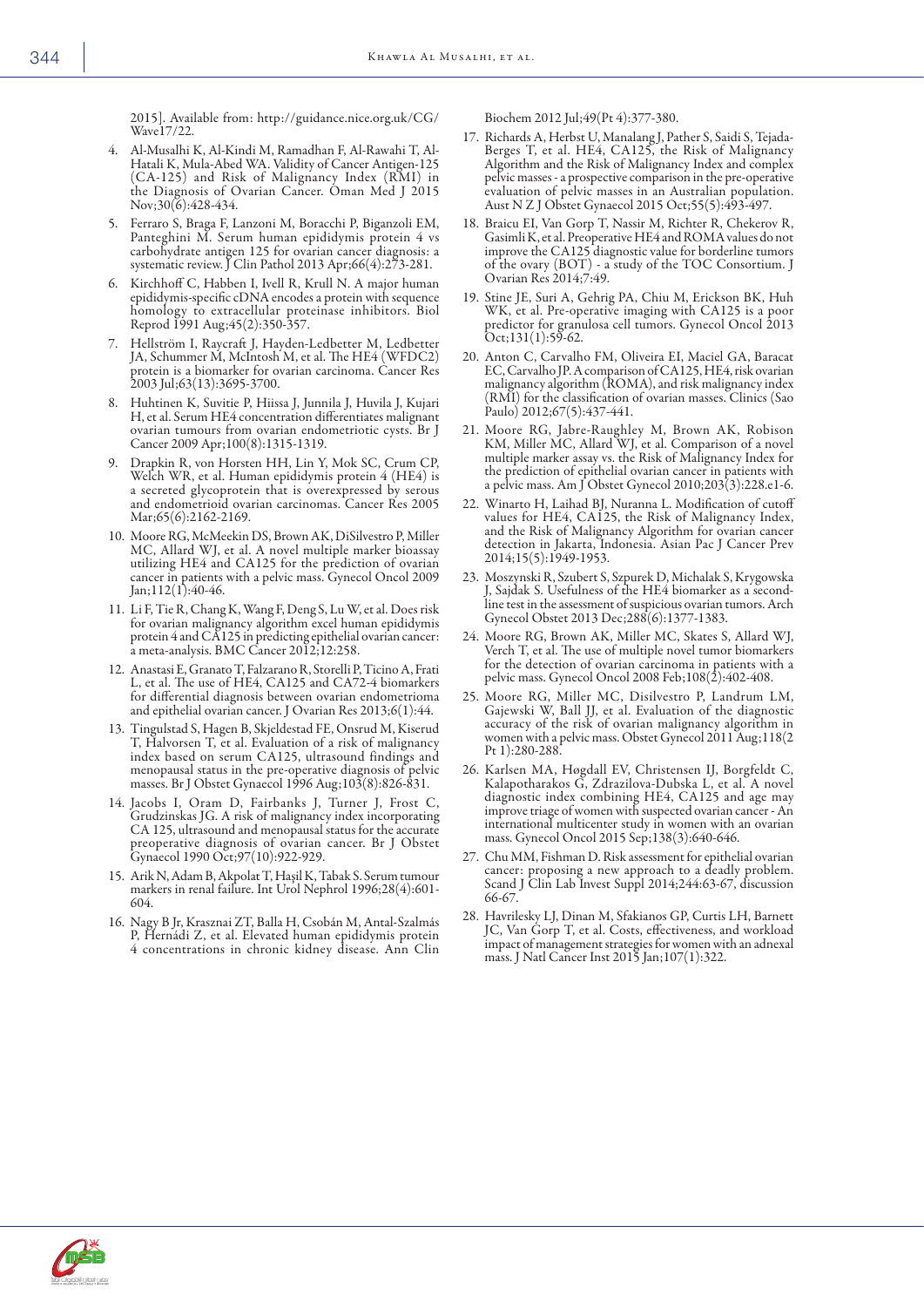2015]. Available from: http://guidance.nice.org.uk/CG/Wave17/22.

4. Al-Musalhi K, Al-Kindi M, Ramadhan F, Al-Rawahi T, Al-Hatali K, Mula-Abed WA. Validity of Cancer Antigen-125 (CA-125) and Risk of Malignancy Index (RMI) in the Diagnosis of Ovarian Cancer. Oman Med J 2015 Nov;30(6):428-434.
5. Ferraro S, Braga F, Lanzoni M, Boracchi P, Biganzoli EM, Panteghini M. Serum human epididymis protein 4 vs carbohydrate antigen 125 for ovarian cancer diagnosis: a systematic review. J Clin Pathol 2013 Apr;66(4):273-281.
6. Kirchhoff C, Habben I, Ivell R, Krull N. A major human epididymis-specific cDNA encodes a protein with sequence homology to extracellular proteinase inhibitors. Biol Reprod 1991 Aug;45(2):350-357.
7. Hellström I, Raycraft J, Hayden-Ledbetter M, Ledbetter JA, Schummer M, McIntosh M, et al. The HE4 (WFDC2) protein is a biomarker for ovarian carcinoma. Cancer Res 2003 Jul;63(13):3695-3700.
8. Huhtinen K, Suvitie P, Hiissa J, Junnila J, Huvila J, Kujari H, et al. Serum HE4 concentration differentiates malignant ovarian tumours from ovarian endometriotic cysts. Br J Cancer 2009 Apr;100(8):1315-1319.
9. Drapkin R, von Horsten HH, Lin Y, Mok SC, Crum CP, Welch WR, et al. Human epididymis protein 4 (HE4) is a secreted glycoprotein that is overexpressed by serous and endometrioid ovarian carcinomas. Cancer Res 2005 Mar;65(6):2162-2169.
10. Moore RG, McMeekin DS, Brown AK, DiSilvestro P, Miller MC, Allard WJ, et al. A novel multiple marker bioassay utilizing HE4 and CA125 for the prediction of ovarian cancer in patients with a pelvic mass. Gynecol Oncol 2009 Jan;112(1):40-46.
11. Li F, Tie R, Chang K, Wang F, Deng S, Lu W, et al. Does risk for ovarian malignancy algorithm excel human epididymis protein 4 and CA125 in predicting epithelial ovarian cancer: a meta-analysis. BMC Cancer 2012;12:258.
12. Anastasi E, Granato T, Falzarano R, Storelli P, Ticino A, Frati L, et al. The use of HE4, CA125 and CA72-4 biomarkers for differential diagnosis between ovarian endometrioma and epithelial ovarian cancer. J Ovarian Res 2013;6(1):44.
13. Tingulstad S, Hagen B, Skjeldestad FE, Onsrud M, Kiserud T, Halvorsen T, et al. Evaluation of a risk of malignancy index based on serum CA125, ultrasound findings and menopausal status in the pre-operative diagnosis of pelvic masses. Br J Obstet Gynaecol 1996 Aug;103(8):826-831.
14. Jacobs I, Oram D, Fairbanks J, Turner J, Frost C, Grudzinskas JG. A risk of malignancy index incorporating CA 125, ultrasound and menopausal status for the accurate preoperative diagnosis of ovarian cancer. Br J Obstet Gynaecol 1990 Oct;97(10):922-929.
15. Arik N, Adam B, Akpolat T, Haşil K, Tabak S. Serum tumour markers in renal failure. Int Urol Nephrol 1996;28(4):601-604.
16. Nagy B Jr, Krasznai ZT, Balla H, Csobán M, Antal-Szalmás P, Hernádi Z, et al. Elevated human epididymis protein 4 concentrations in chronic kidney disease. Ann Clin Biochem 2012 Jul;49(Pt 4):377-380.
17. Richards A, Herbst U, Manalang J, Pather S, Saidi S, Tejada-Berges T, et al. HE4, CA125, the Risk of Malignancy Algorithm and the Risk of Malignancy Index and complex pelvic masses - a prospective comparison in the pre-operative evaluation of pelvic masses in an Australian population. Aust N Z J Obstet Gynaecol 2015 Oct;55(5):493-497.
18. Braicu EI, Van Gorp T, Nassir M, Richter R, Chekerov R, Gasimli K, et al. Preoperative HE4 and ROMA values do not improve the CA125 diagnostic value for borderline tumors of the ovary (BOT) - a study of the TOC Consortium. J Ovarian Res 2014;7:49.
19. Stine JE, Suri A, Gehrig PA, Chiu M, Erickson BK, Huh WK, et al. Pre-operative imaging with CA125 is a poor predictor for granulosa cell tumors. Gynecol Oncol 2013 Oct;131(1):59-62.
20. Anton C, Carvalho FM, Oliveira EI, Maciel GA, Baracat EC, Carvalho JP. A comparison of CA125, HE4, risk ovarian malignancy algorithm (ROMA), and risk malignancy index (RMI) for the classification of ovarian masses. Clinics (Sao Paulo) 2012;67(5):437-441.
21. Moore RG, Jabre-Raughley M, Brown AK, Robison KM, Miller MC, Allard WJ, et al. Comparison of a novel multiple marker assay vs. the Risk of Malignancy Index for the prediction of epithelial ovarian cancer in patients with a pelvic mass. Am J Obstet Gynecol 2010;203(3):228.e1-6.
22. Winarto H, Laihad BJ, Nuranna L. Modification of cutoff values for HE4, CA125, the Risk of Malignancy Index, and the Risk of Malignancy Algorithm for ovarian cancer detection in Jakarta, Indonesia. Asian Pac J Cancer Prev 2014;15(5):1949-1953.
23. Moszynski R, Szubert S, Szpurek D, Michalak S, Krygowska J, Sajdak S. Usefulness of the HE4 biomarker as a second-line test in the assessment of suspicious ovarian tumors. Arch Gynecol Obstet 2013 Dec;288(6):1377-1383.
24. Moore RG, Brown AK, Miller MC, Skates S, Allard WJ, Verch T, et al. The use of multiple novel tumor biomarkers for the detection of ovarian carcinoma in patients with a pelvic mass. Gynecol Oncol 2008 Feb;108(2):402-408.
25. Moore RG, Miller MC, Disilvestro P, Landrum LM, Gajewski W, Ball JJ, et al. Evaluation of the diagnostic accuracy of the risk of ovarian malignancy algorithm in women with a pelvic mass. Obstet Gynecol 2011 Aug;118(2 Pt 1):280-288.
26. Karlsen MA, Høgdall EV, Christensen IJ, Borgfeldt C, Kalapotharakos G, Zdrazilova-Dubska L, et al. A novel diagnostic index combining HE4, CA125 and age may improve triage of women with suspected ovarian cancer - An international multicenter study in women with an ovarian mass. Gynecol Oncol 2015 Sep;138(3):640-646.
27. Chu MM, Fishman D. Risk assessment for epithelial ovarian cancer: proposing a new approach to a deadly problem. Scand J Clin Lab Invest Suppl 2014;244:63-67, discussion 66-67.
28. Havrilesky LJ, Dinan M, Sfakianos GP, Curtis LH, Barnett JC, Van Gorp T, et al. Costs, effectiveness, and workload impact of management strategies for women with an adnexal mass. J Natl Cancer Inst 2015 Jan;107(1):322.